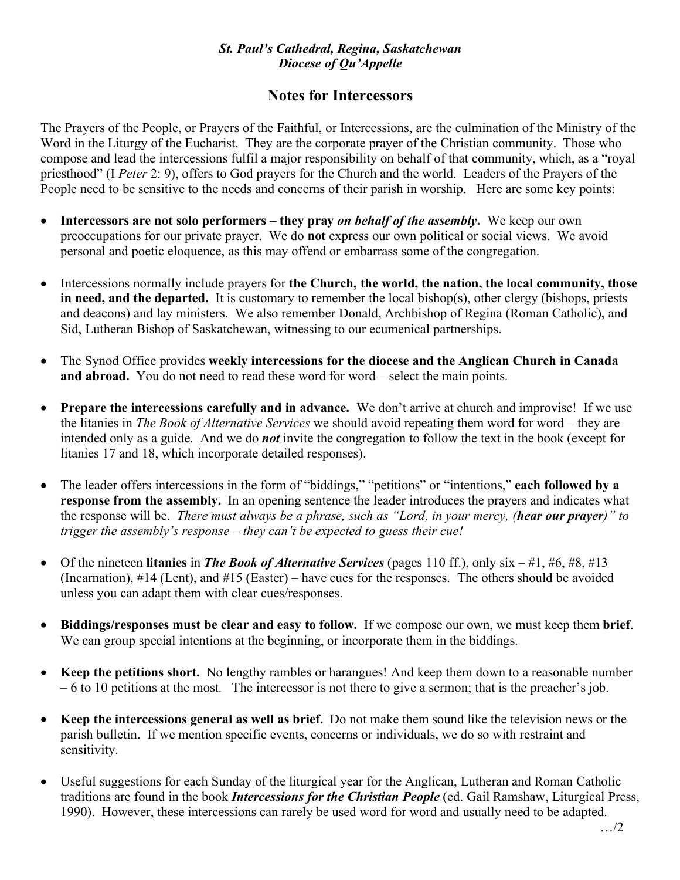*St. Paul's Cathedral, Regina, Saskatchewan*
*Diocese of Qu'Appelle*

# Notes for Intercessors

The Prayers of the People, or Prayers of the Faithful, or Intercessions, are the culmination of the Ministry of the Word in the Liturgy of the Eucharist. They are the corporate prayer of the Christian community. Those who compose and lead the intercessions fulfil a major responsibility on behalf of that community, which, as a "royal priesthood" (I *Peter* 2: 9), offers to God prayers for the Church and the world. Leaders of the Prayers of the People need to be sensitive to the needs and concerns of their parish in worship. Here are some key points:

- **Intercessors are not solo performers – they pray *on behalf of the assembly*.** We keep our own preoccupations for our private prayer. We do **not** express our own political or social views. We avoid personal and poetic eloquence, as this may offend or embarrass some of the congregation.

- Intercessions normally include prayers for **the Church, the world, the nation, the local community, those in need, and the departed.** It is customary to remember the local bishop(s), other clergy (bishops, priests and deacons) and lay ministers. We also remember Donald, Archbishop of Regina (Roman Catholic), and Sid, Lutheran Bishop of Saskatchewan, witnessing to our ecumenical partnerships.

- The Synod Office provides **weekly intercessions for the diocese and the Anglican Church in Canada and abroad.** You do not need to read these word for word – select the main points.

- **Prepare the intercessions carefully and in advance.** We don't arrive at church and improvise! If we use the litanies in *The Book of Alternative Services* we should avoid repeating them word for word – they are intended only as a guide. And we do ***not*** invite the congregation to follow the text in the book (except for litanies 17 and 18, which incorporate detailed responses).

- The leader offers intercessions in the form of "biddings," "petitions" or "intentions," **each followed by a response from the assembly.** In an opening sentence the leader introduces the prayers and indicates what the response will be. *There must always be a phrase, such as "Lord, in your mercy, (**hear our prayer**)" to trigger the assembly's response – they can't be expected to guess their cue!*

- Of the nineteen **litanies** in ***The Book of Alternative Services*** (pages 110 ff.), only six – #1, #6, #8, #13 (Incarnation), #14 (Lent), and #15 (Easter) – have cues for the responses. The others should be avoided unless you can adapt them with clear cues/responses.

- **Biddings/responses must be clear and easy to follow.** If we compose our own, we must keep them **brief**. We can group special intentions at the beginning, or incorporate them in the biddings.

- **Keep the petitions short.** No lengthy rambles or harangues! And keep them down to a reasonable number – 6 to 10 petitions at the most. The intercessor is not there to give a sermon; that is the preacher's job.

- **Keep the intercessions general as well as brief.** Do not make them sound like the television news or the parish bulletin. If we mention specific events, concerns or individuals, we do so with restraint and sensitivity.

- Useful suggestions for each Sunday of the liturgical year for the Anglican, Lutheran and Roman Catholic traditions are found in the book ***Intercessions for the Christian People*** (ed. Gail Ramshaw, Liturgical Press, 1990). However, these intercessions can rarely be used word for word and usually need to be adapted.

…/2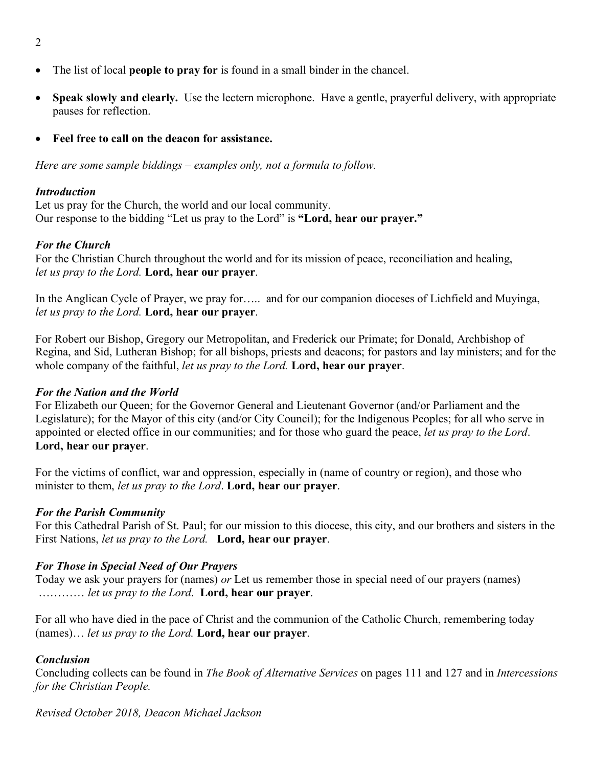- The list of local **people to pray for** is found in a small binder in the chancel.
- **Speak slowly and clearly.** Use the lectern microphone. Have a gentle, prayerful delivery, with appropriate pauses for reflection.
- **Feel free to call on the deacon for assistance.**

*Here are some sample biddings – examples only, not a formula to follow.*

***Introduction***

Let us pray for the Church, the world and our local community.
Our response to the bidding "Let us pray to the Lord" is **"Lord, hear our prayer."**

***For the Church***

For the Christian Church throughout the world and for its mission of peace, reconciliation and healing, *let us pray to the Lord.* **Lord, hear our prayer**.

In the Anglican Cycle of Prayer, we pray for….. and for our companion dioceses of Lichfield and Muyinga, *let us pray to the Lord.* **Lord, hear our prayer**.

For Robert our Bishop, Gregory our Metropolitan, and Frederick our Primate; for Donald, Archbishop of Regina, and Sid, Lutheran Bishop; for all bishops, priests and deacons; for pastors and lay ministers; and for the whole company of the faithful, *let us pray to the Lord.* **Lord, hear our prayer**.

***For the Nation and the World***

For Elizabeth our Queen; for the Governor General and Lieutenant Governor (and/or Parliament and the Legislature); for the Mayor of this city (and/or City Council); for the Indigenous Peoples; for all who serve in appointed or elected office in our communities; and for those who guard the peace, *let us pray to the Lord*. **Lord, hear our prayer**.

For the victims of conflict, war and oppression, especially in (name of country or region), and those who minister to them, *let us pray to the Lord*. **Lord, hear our prayer**.

***For the Parish Community***

For this Cathedral Parish of St. Paul; for our mission to this diocese, this city, and our brothers and sisters in the First Nations, *let us pray to the Lord.* **Lord, hear our prayer**.

***For Those in Special Need of Our Prayers***

Today we ask your prayers for (names) *or* Let us remember those in special need of our prayers (names) ………… *let us pray to the Lord*. **Lord, hear our prayer**.

For all who have died in the pace of Christ and the communion of the Catholic Church, remembering today (names)… *let us pray to the Lord.* **Lord, hear our prayer**.

***Conclusion***

Concluding collects can be found in *The Book of Alternative Services* on pages 111 and 127 and in *Intercessions for the Christian People.*

*Revised October 2018, Deacon Michael Jackson*